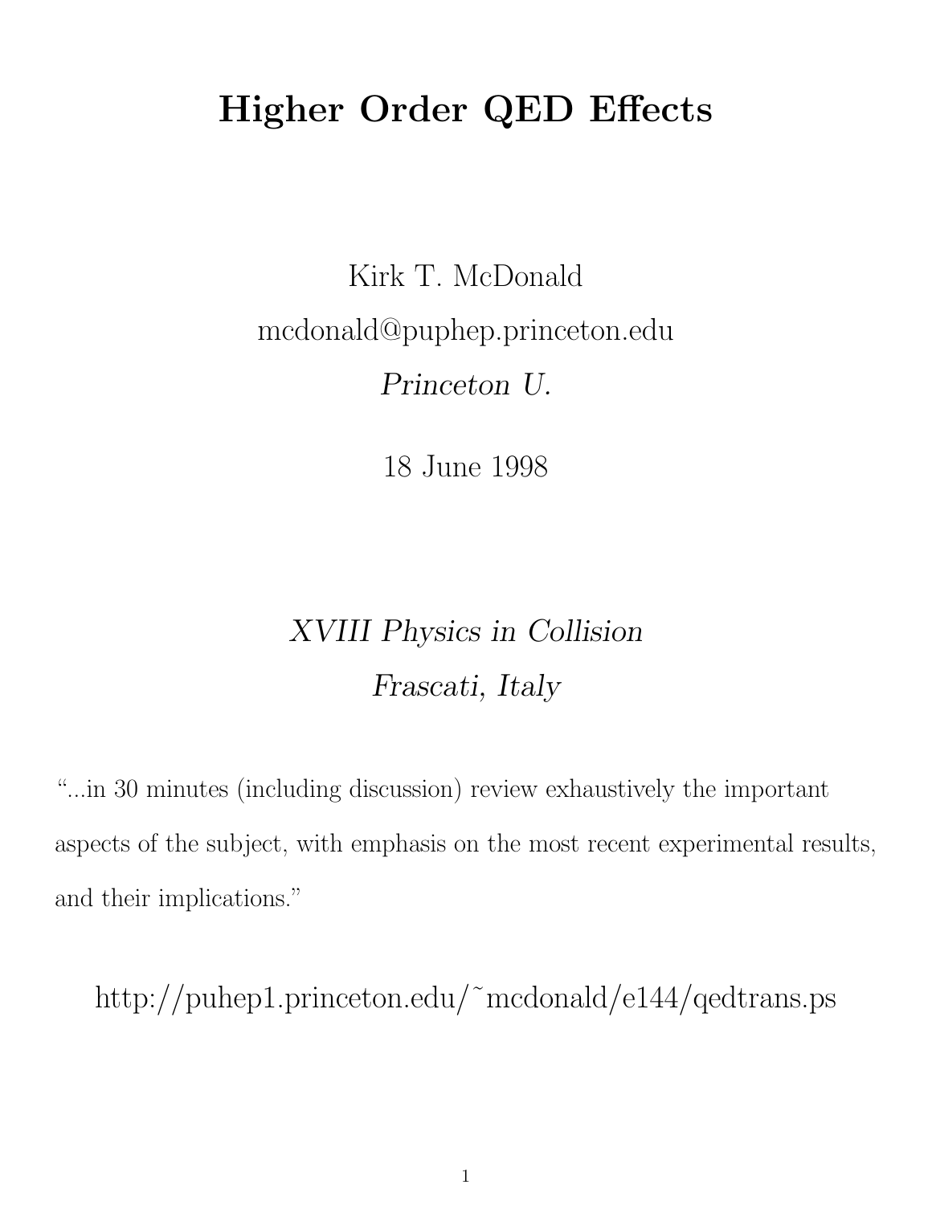# Higher Order QED Effects

Kirk T. McDonald

mcdonald@puphep.princeton.edu

*Princeton U.*

18 June 1998

*XVIII Physics in Collision*

*Frascati, Italy*

"...in 30 minutes (including discussion) review exhaustively the important aspects of the subject, with emphasis on the most recent experimental results, and their implications."

http://puhep1.princeton.edu/~mcdonald/e144/qedtrans.ps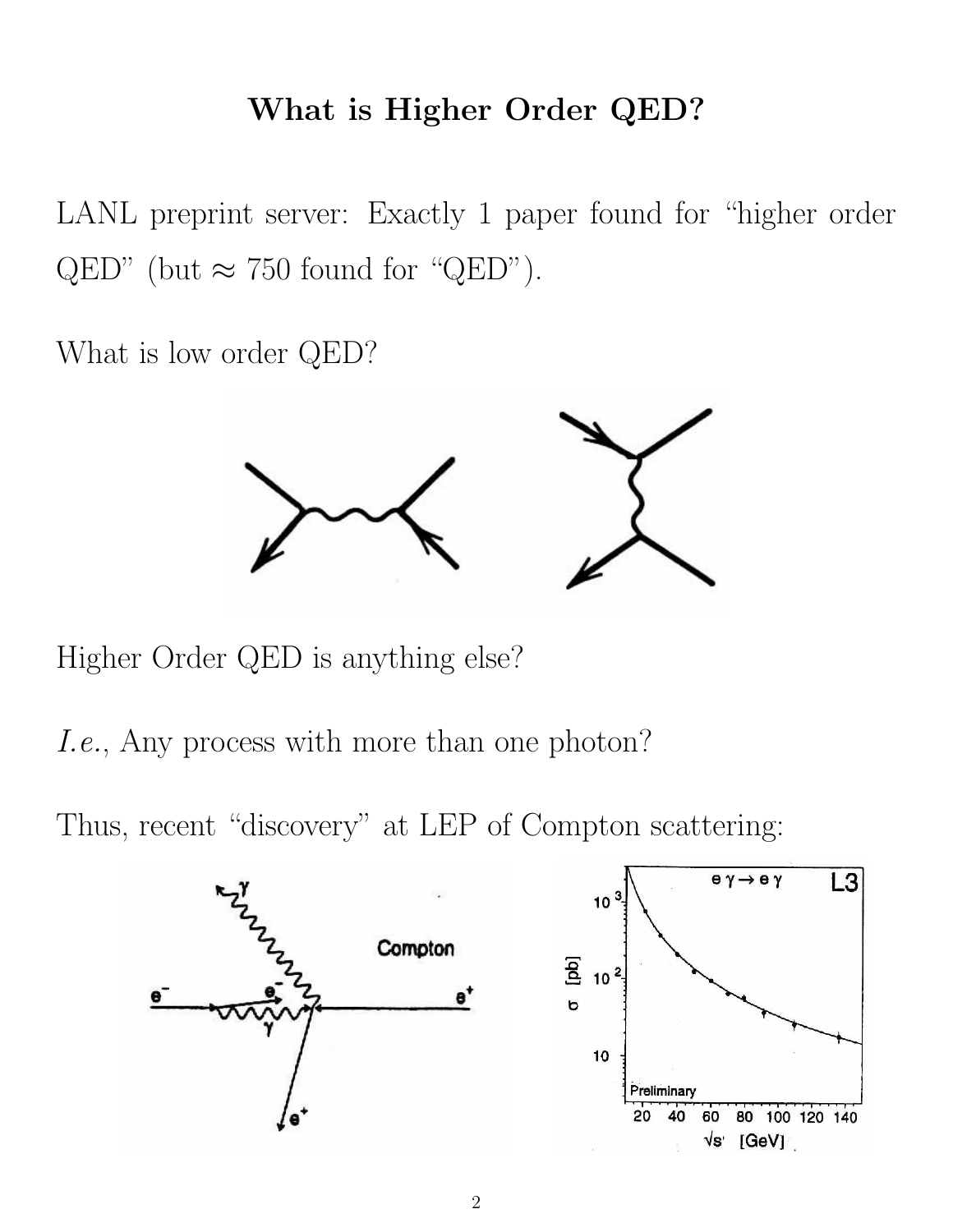# What is Higher Order QED?

LANL preprint server: Exactly 1 paper found for "higher order QED" (but ≈ 750 found for "QED").

What is low order QED?

Higher Order QED is anything else?

*I.e.*, Any process with more than one photon?

Thus, recent "discovery" at LEP of Compton scattering: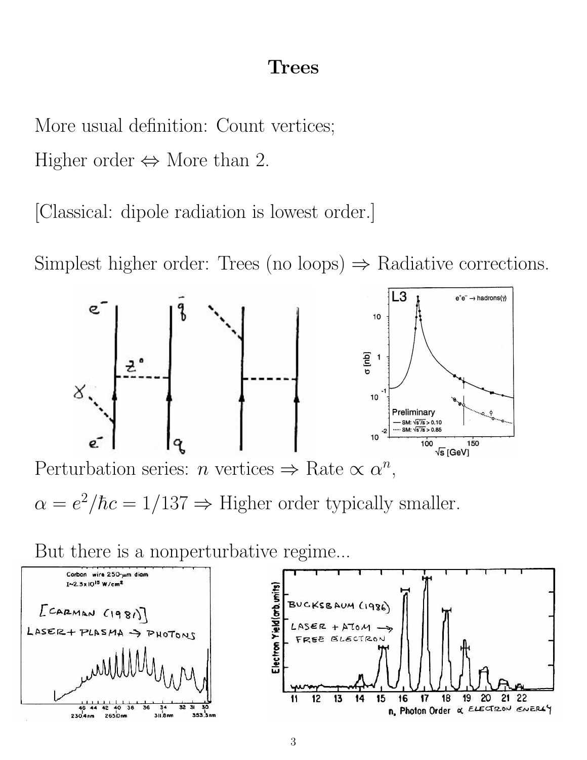# Trees

More usual definition: Count vertices;

Higher order $\Leftrightarrow$ More than 2.

[Classical: dipole radiation is lowest order.]

Simplest higher order: Trees (no loops) $\Rightarrow$ Radiative corrections.

Perturbation series: $n$ vertices $\Rightarrow$ Rate $\propto \alpha^n$,

$\alpha = e^2/\hbar c = 1/137 \Rightarrow$ Higher order typically smaller.

But there is a nonperturbative regime...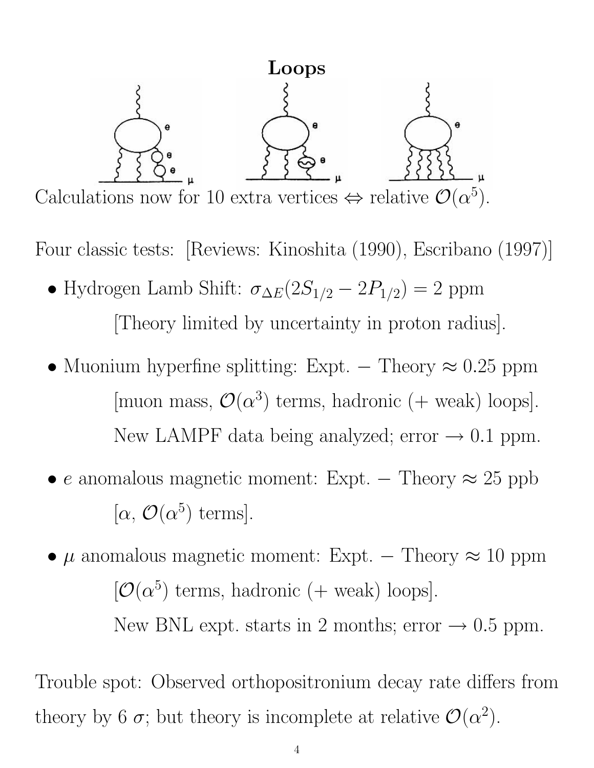# Loops

Calculations now for 10 extra vertices $\Leftrightarrow$ relative $\mathcal{O}(\alpha^5)$.

Four classic tests: [Reviews: Kinoshita (1990), Escribano (1997)]

- Hydrogen Lamb Shift: $\sigma_{\Delta E}(2S_{1/2} - 2P_{1/2}) = 2$ ppm
  
  [Theory limited by uncertainty in proton radius].

- Muonium hyperfine splitting: Expt. $-$ Theory $\approx 0.25$ ppm
  
  [muon mass, $\mathcal{O}(\alpha^3)$ terms, hadronic (+ weak) loops].
  
  New LAMPF data being analyzed; error $\rightarrow 0.1$ ppm.

- $e$ anomalous magnetic moment: Expt. $-$ Theory $\approx 25$ ppb
  
  [$\alpha$, $\mathcal{O}(\alpha^5)$ terms].

- $\mu$ anomalous magnetic moment: Expt. $-$ Theory $\approx 10$ ppm
  
  [$\mathcal{O}(\alpha^5)$ terms, hadronic (+ weak) loops].
  
  New BNL expt. starts in 2 months; error $\rightarrow 0.5$ ppm.

Trouble spot: Observed orthopositronium decay rate differs from theory by 6 $\sigma$; but theory is incomplete at relative $\mathcal{O}(\alpha^2)$.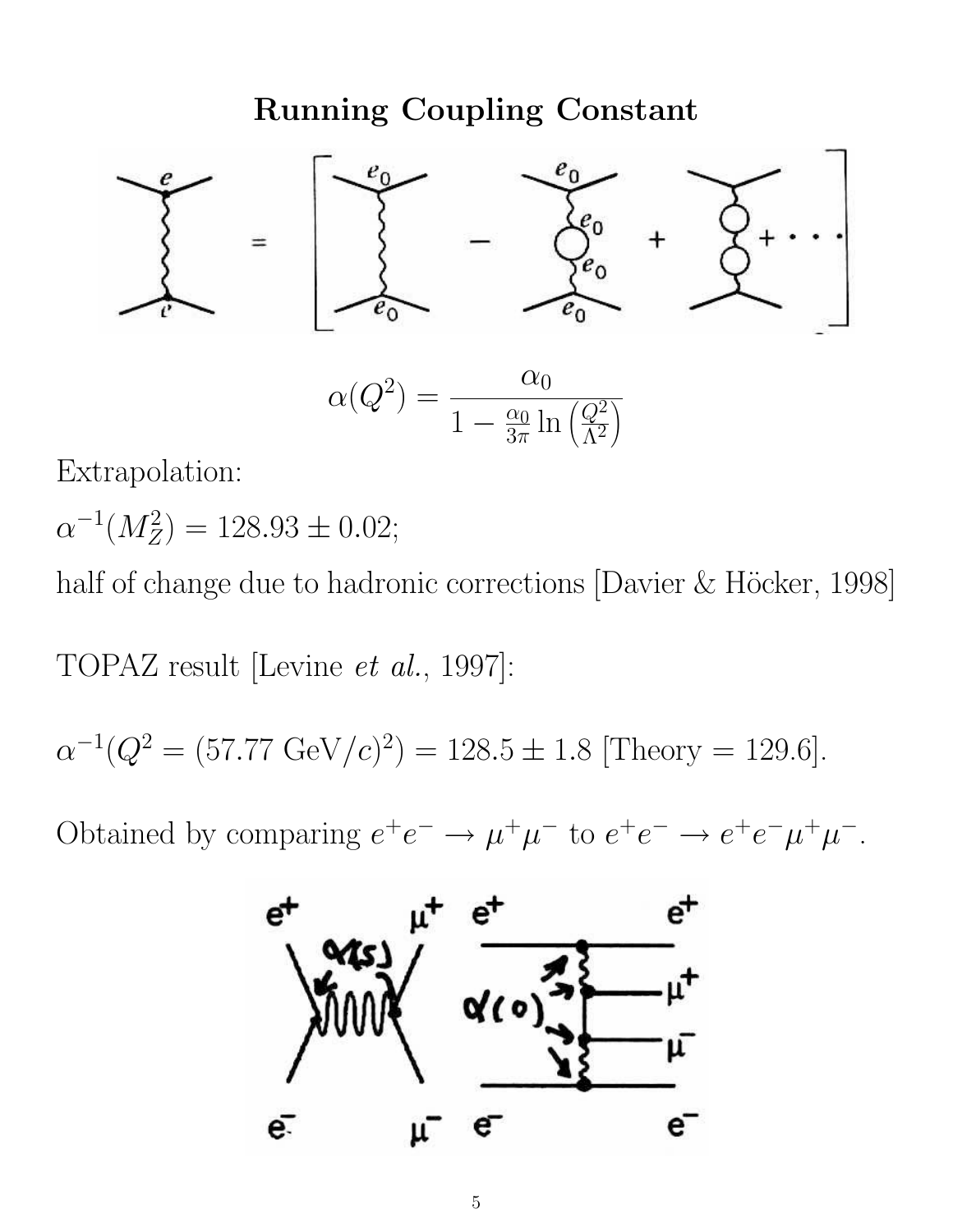# Running Coupling Constant

$$\alpha(Q^2) = \frac{\alpha_0}{1 - \frac{\alpha_0}{3\pi}\ln\left(\frac{Q^2}{\Lambda^2}\right)}$$

Extrapolation:

$\alpha^{-1}(M_Z^2) = 128.93 \pm 0.02$;

half of change due to hadronic corrections [Davier & Höcker, 1998]

TOPAZ result [Levine *et al.*, 1997]:

$\alpha^{-1}(Q^2 = (57.77\ \text{GeV}/c)^2) = 128.5 \pm 1.8$ [Theory = 129.6].

Obtained by comparing $e^+e^- \to \mu^+\mu^-$ to $e^+e^- \to e^+e^-\mu^+\mu^-$.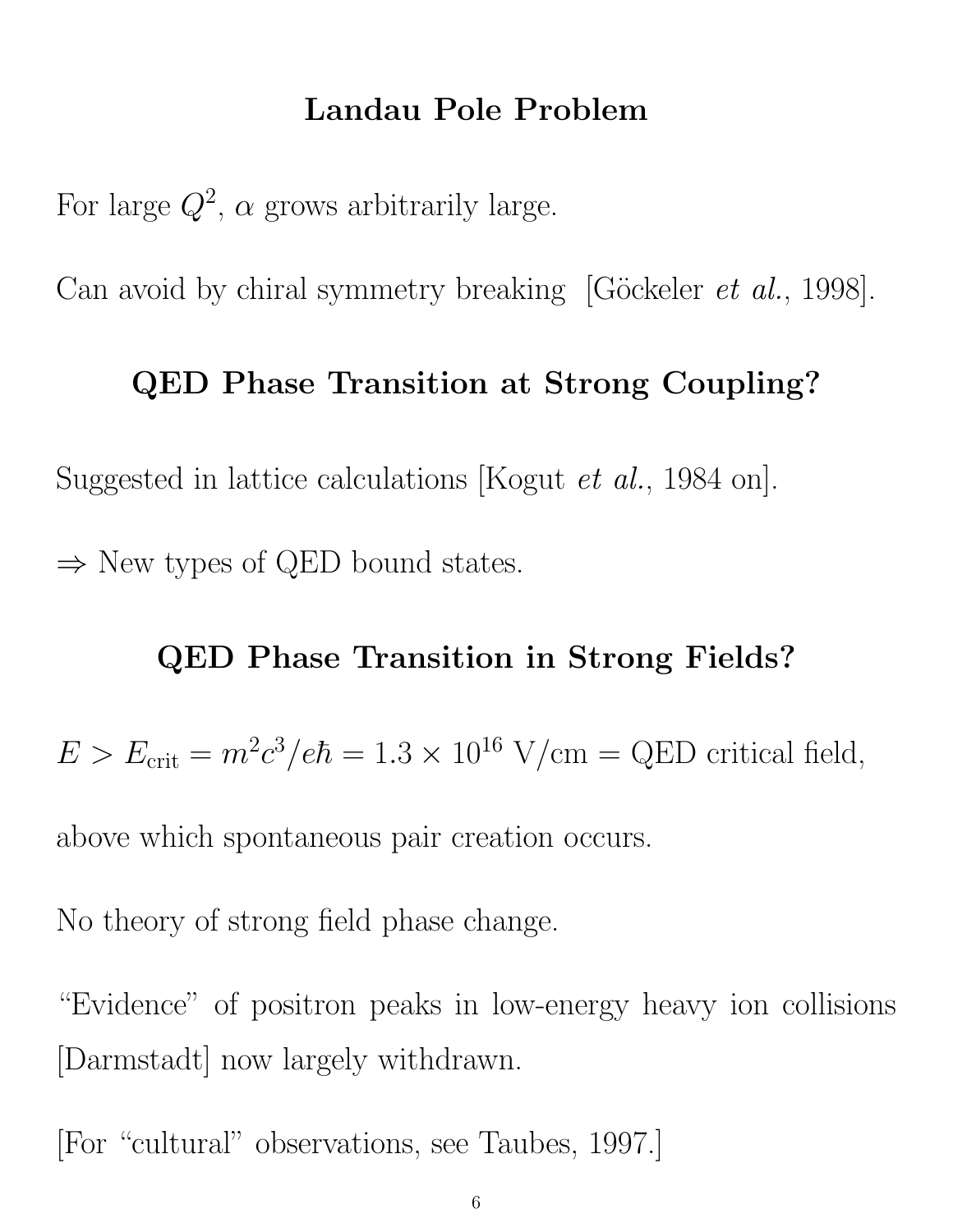## Landau Pole Problem

For large $Q^2$, $\alpha$ grows arbitrarily large.

Can avoid by chiral symmetry breaking [Göckeler *et al.*, 1998].

## QED Phase Transition at Strong Coupling?

Suggested in lattice calculations [Kogut *et al.*, 1984 on].

$\Rightarrow$ New types of QED bound states.

## QED Phase Transition in Strong Fields?

$E > E_{\text{crit}} = m^2c^3/e\hbar = 1.3 \times 10^{16}$ V/cm = QED critical field,

above which spontaneous pair creation occurs.

No theory of strong field phase change.

"Evidence" of positron peaks in low-energy heavy ion collisions [Darmstadt] now largely withdrawn.

[For "cultural" observations, see Taubes, 1997.]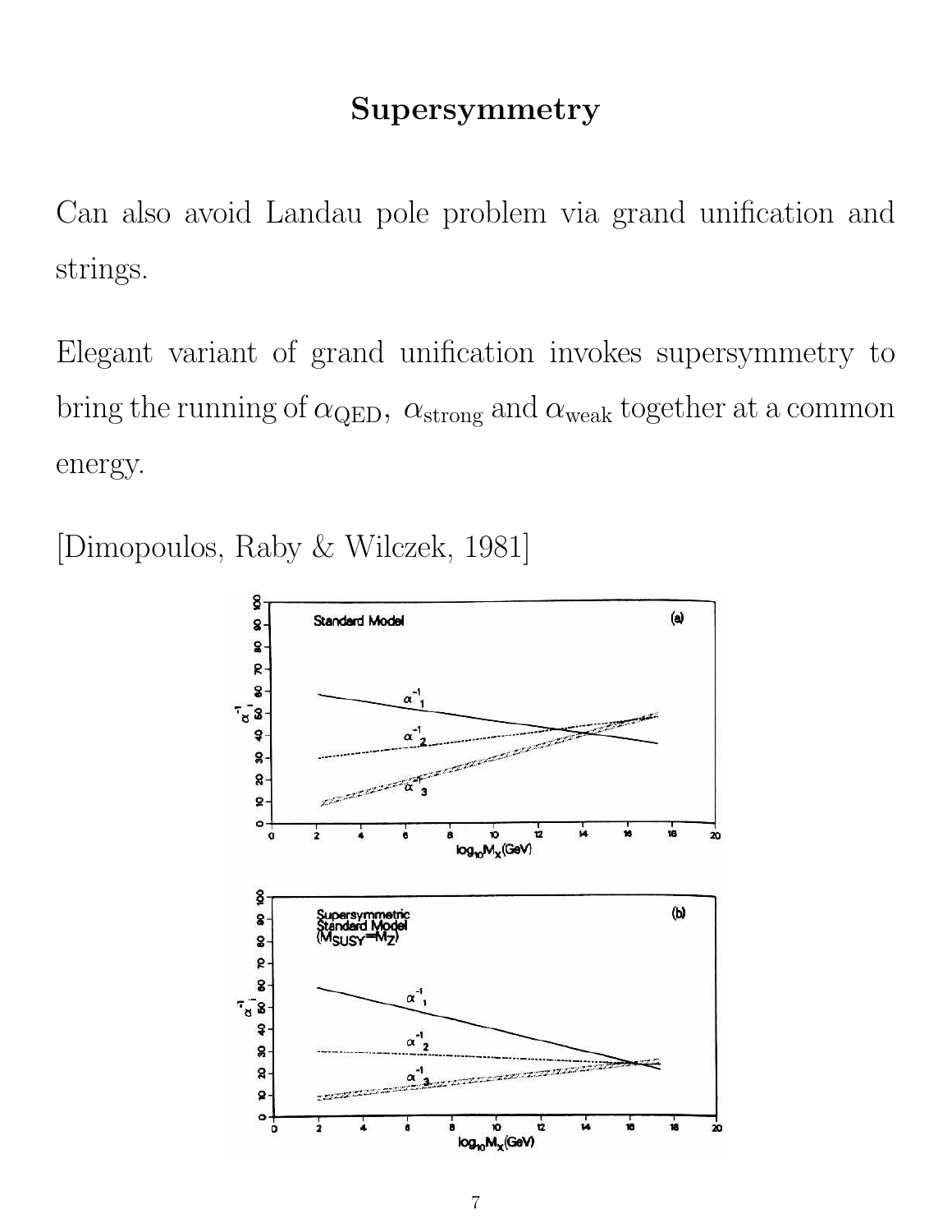# Supersymmetry

Can also avoid Landau pole problem via grand unification and strings.

Elegant variant of grand unification invokes supersymmetry to bring the running of $\alpha_{\text{QED}}$, $\alpha_{\text{strong}}$ and $\alpha_{\text{weak}}$ together at a common energy.

[Dimopoulos, Raby & Wilczek, 1981]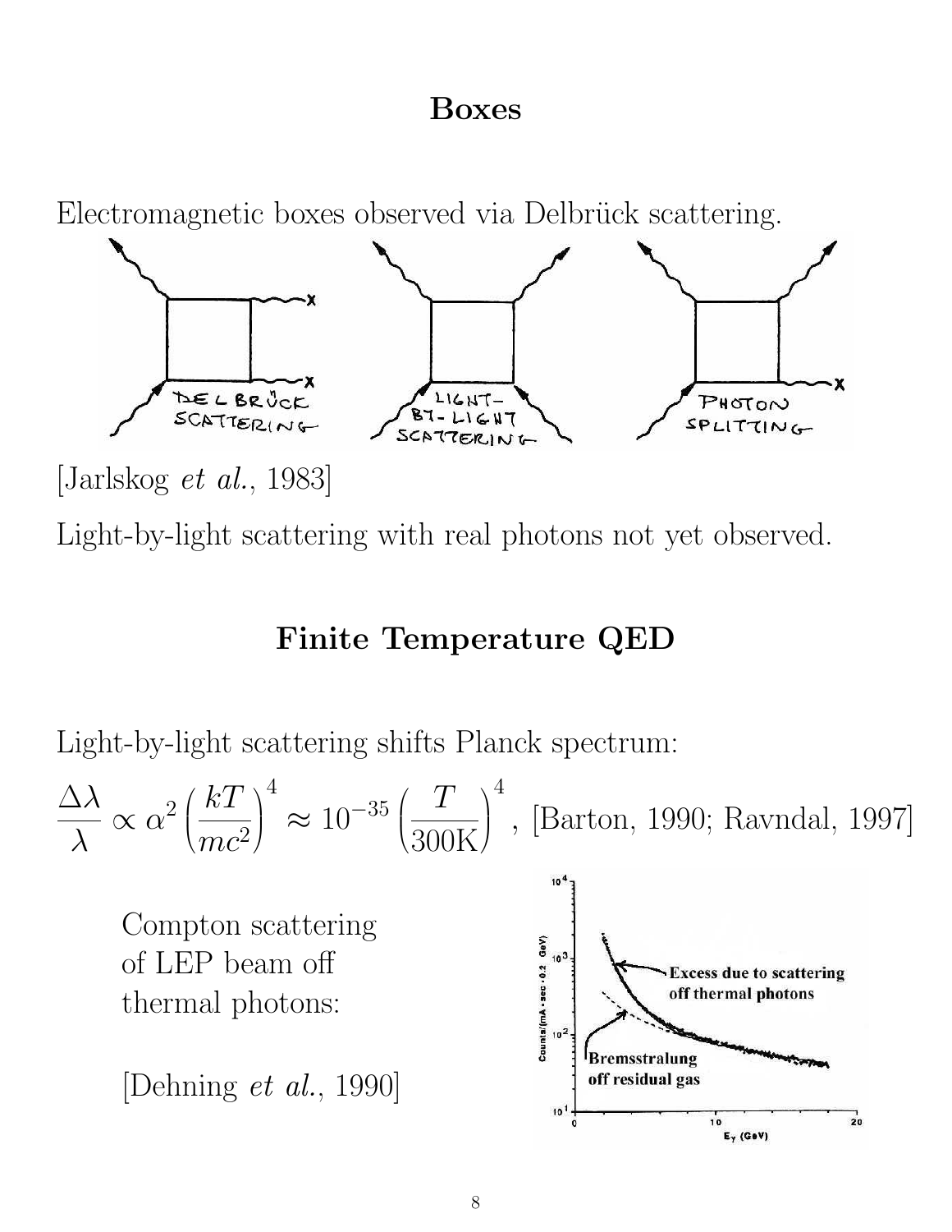## Boxes

Electromagnetic boxes observed via Delbrück scattering.

[Jarlskog *et al.*, 1983]

Light-by-light scattering with real photons not yet observed.

## Finite Temperature QED

Light-by-light scattering shifts Planck spectrum:

$$\frac{\Delta\lambda}{\lambda} \propto \alpha^2 \left(\frac{kT}{mc^2}\right)^4 \approx 10^{-35} \left(\frac{T}{300\mathrm{K}}\right)^4,$$ [Barton, 1990; Ravndal, 1997]

Compton scattering of LEP beam off thermal photons:

[Dehning *et al.*, 1990]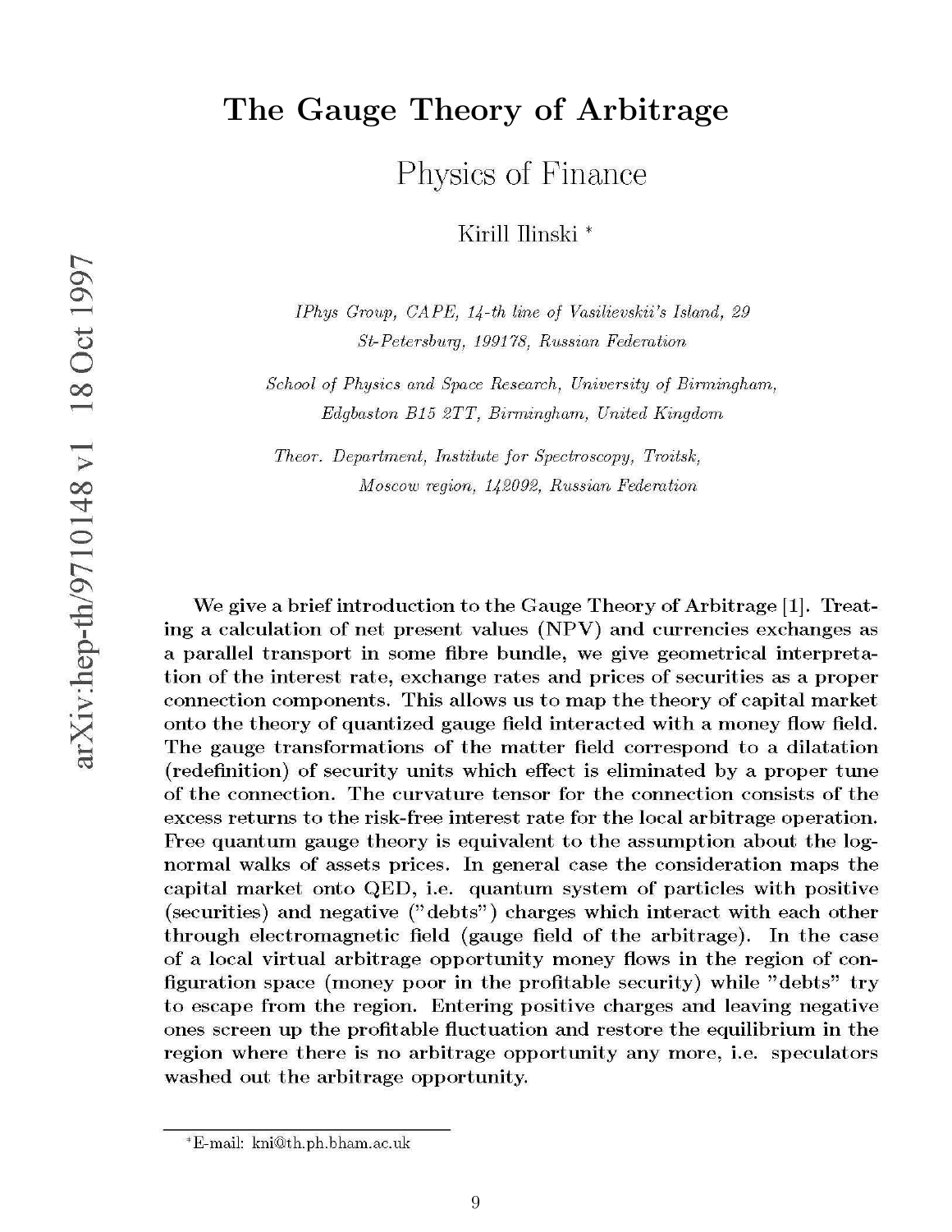# The Gauge Theory of Arbitrage

## Physics of Finance

Kirill Ilinski *

*IPhys Group, CAPE, 14-th line of Vasilievskii's Island, 29*
*St-Petersburg, 199178, Russian Federation*

*School of Physics and Space Research, University of Birmingham,*
*Edgbaston B15 2TT, Birmingham, United Kingdom*

*Theor. Department, Institute for Spectroscopy, Troitsk,*
*Moscow region, 142092, Russian Federation*

**We give a brief introduction to the Gauge Theory of Arbitrage [1]. Treating a calculation of net present values (NPV) and currencies exchanges as a parallel transport in some fibre bundle, we give geometrical interpretation of the interest rate, exchange rates and prices of securities as a proper connection components. This allows us to map the theory of capital market onto the theory of quantized gauge field interacted with a money flow field. The gauge transformations of the matter field correspond to a dilatation (redefinition) of security units which effect is eliminated by a proper tune of the connection. The curvature tensor for the connection consists of the excess returns to the risk-free interest rate for the local arbitrage operation. Free quantum gauge theory is equivalent to the assumption about the log-normal walks of assets prices. In general case the consideration maps the capital market onto QED, i.e. quantum system of particles with positive (securities) and negative ("debts") charges which interact with each other through electromagnetic field (gauge field of the arbitrage). In the case of a local virtual arbitrage opportunity money flows in the region of configuration space (money poor in the profitable security) while "debts" try to escape from the region. Entering positive charges and leaving negative ones screen up the profitable fluctuation and restore the equilibrium in the region where there is no arbitrage opportunity any more, i.e. speculators washed out the arbitrage opportunity.**

---

*E-mail: kni@th.ph.bham.ac.uk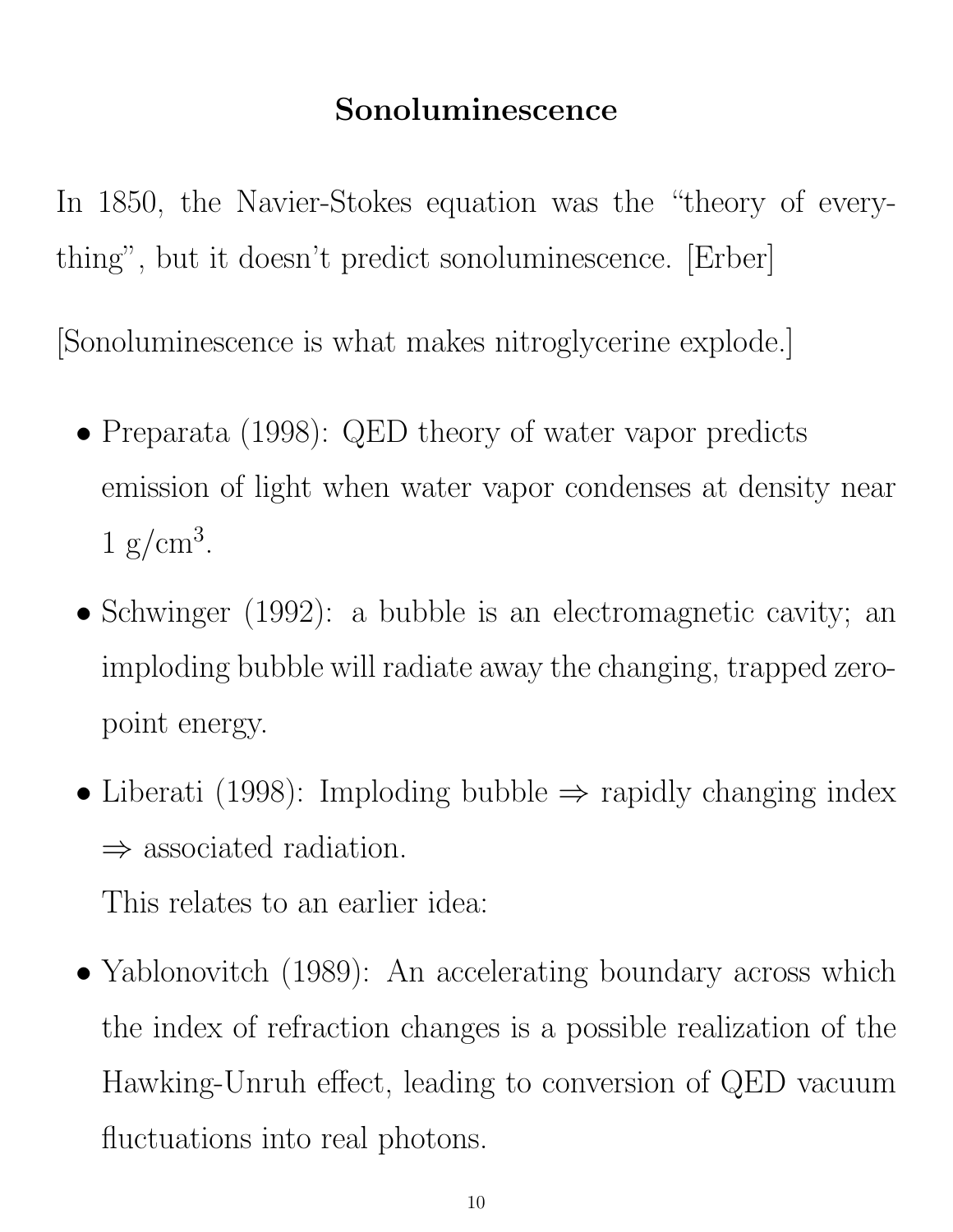## Sonoluminescence

In 1850, the Navier-Stokes equation was the "theory of everything", but it doesn't predict sonoluminescence. [Erber]

[Sonoluminescence is what makes nitroglycerine explode.]

- Preparata (1998): QED theory of water vapor predicts emission of light when water vapor condenses at density near 1 g/cm$^3$.
- Schwinger (1992): a bubble is an electromagnetic cavity; an imploding bubble will radiate away the changing, trapped zero-point energy.
- Liberati (1998): Imploding bubble $\Rightarrow$ rapidly changing index $\Rightarrow$ associated radiation.

  This relates to an earlier idea:
- Yablonovitch (1989): An accelerating boundary across which the index of refraction changes is a possible realization of the Hawking-Unruh effect, leading to conversion of QED vacuum fluctuations into real photons.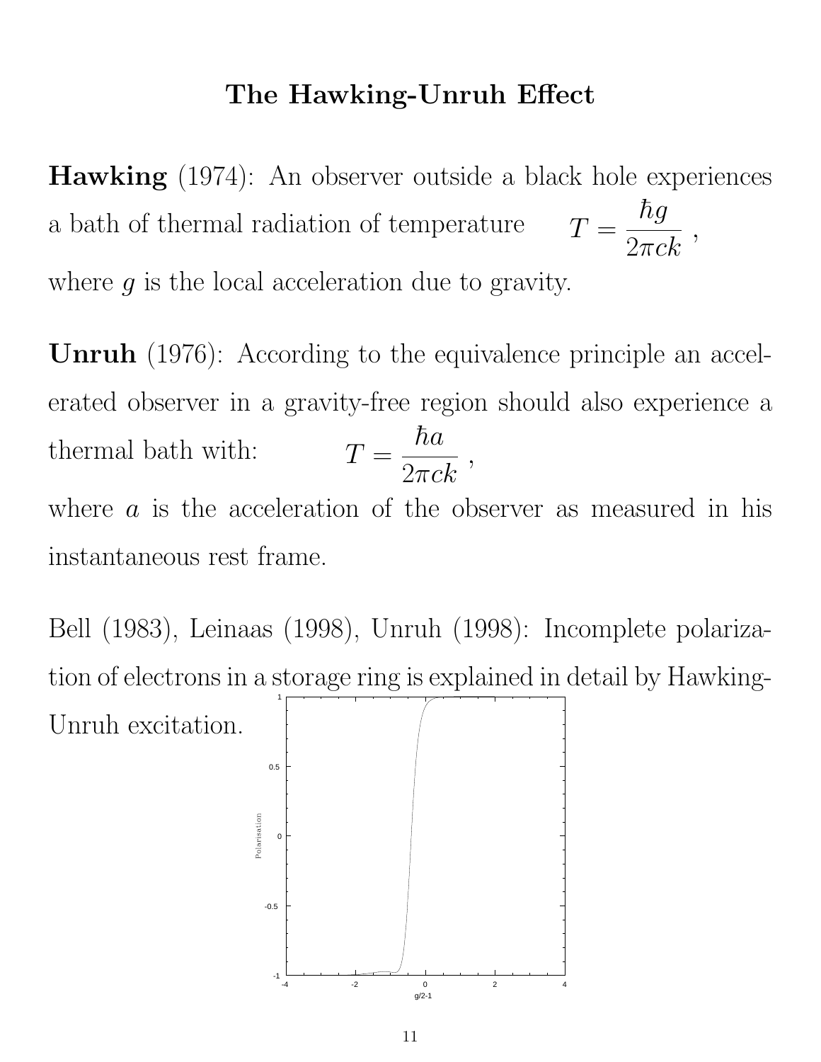# The Hawking-Unruh Effect

**Hawking** (1974): An observer outside a black hole experiences a bath of thermal radiation of temperature $T = \dfrac{\hbar g}{2\pi c k}$ , where $g$ is the local acceleration due to gravity.

**Unruh** (1976): According to the equivalence principle an accelerated observer in a gravity-free region should also experience a thermal bath with: $T = \dfrac{\hbar a}{2\pi c k}$ , where $a$ is the acceleration of the observer as measured in his instantaneous rest frame.

Bell (1983), Leinaas (1998), Unruh (1998): Incomplete polarization of electrons in a storage ring is explained in detail by Hawking-Unruh excitation.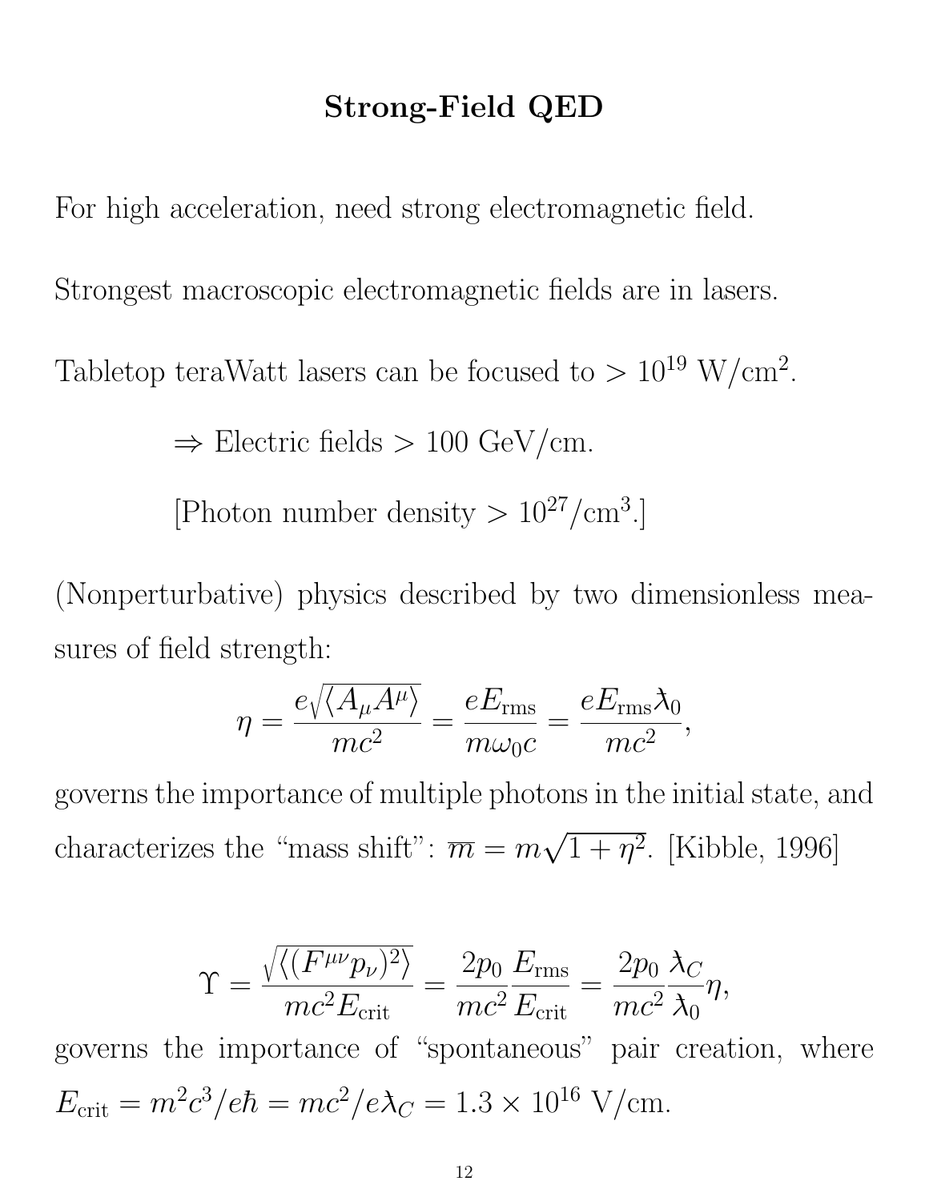# Strong-Field QED

For high acceleration, need strong electromagnetic field.

Strongest macroscopic electromagnetic fields are in lasers.

Tabletop teraWatt lasers can be focused to $> 10^{19}$ W/cm$^2$.

> $\Rightarrow$ Electric fields $> 100$ GeV/cm.
>
> [Photon number density $> 10^{27}$/cm$^3$.]

(Nonperturbative) physics described by two dimensionless measures of field strength:

$$\eta = \frac{e\sqrt{\langle A_\mu A^\mu \rangle}}{mc^2} = \frac{eE_{\rm rms}}{m\omega_0 c} = \frac{eE_{\rm rms}\lambda\!\!\!^-_0}{mc^2},$$

governs the importance of multiple photons in the initial state, and characterizes the "mass shift": $\overline{m} = m\sqrt{1+\eta^2}$. [Kibble, 1996]

$$\Upsilon = \frac{\sqrt{\langle (F^{\mu\nu} p_\nu)^2 \rangle}}{mc^2 E_{\rm crit}} = \frac{2p_0}{mc^2}\frac{E_{\rm rms}}{E_{\rm crit}} = \frac{2p_0}{mc^2}\frac{\lambda\!\!\!^-_C}{\lambda\!\!\!^-_0}\eta,$$

governs the importance of "spontaneous" pair creation, where $E_{\rm crit} = m^2c^3/e\hbar = mc^2/e\lambda\!\!\!^-_C = 1.3 \times 10^{16}$ V/cm.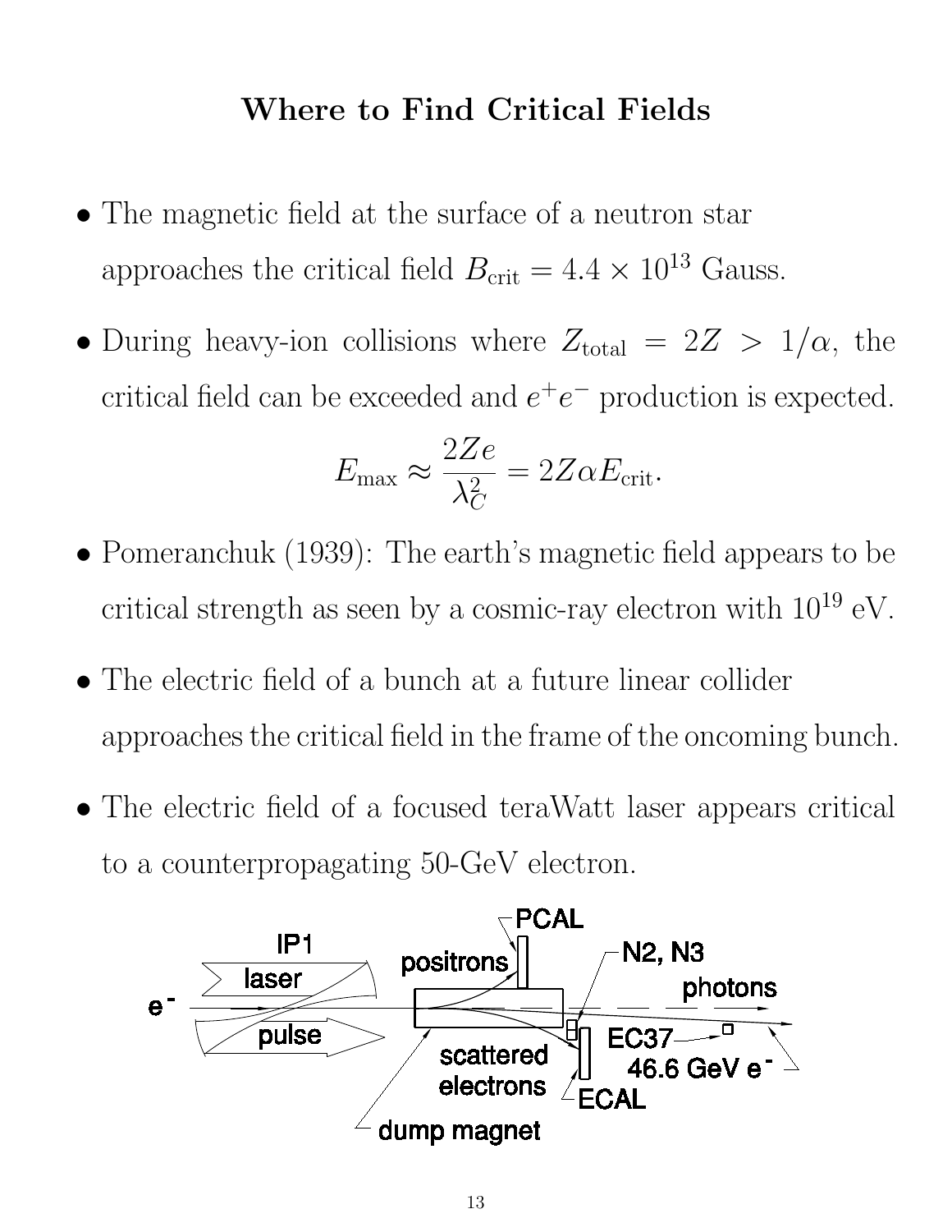# Where to Find Critical Fields

- The magnetic field at the surface of a neutron star approaches the critical field $B_{\text{crit}} = 4.4 \times 10^{13}$ Gauss.
- During heavy-ion collisions where $Z_{\text{total}} = 2Z > 1/\alpha$, the critical field can be exceeded and $e^+e^-$ production is expected.

$$E_{\text{max}} \approx \frac{2Ze}{\lambda_C^2} = 2Z\alpha E_{\text{crit}}.$$

- Pomeranchuk (1939): The earth's magnetic field appears to be critical strength as seen by a cosmic-ray electron with $10^{19}$ eV.
- The electric field of a bunch at a future linear collider approaches the critical field in the frame of the oncoming bunch.
- The electric field of a focused teraWatt laser appears critical to a counterpropagating 50-GeV electron.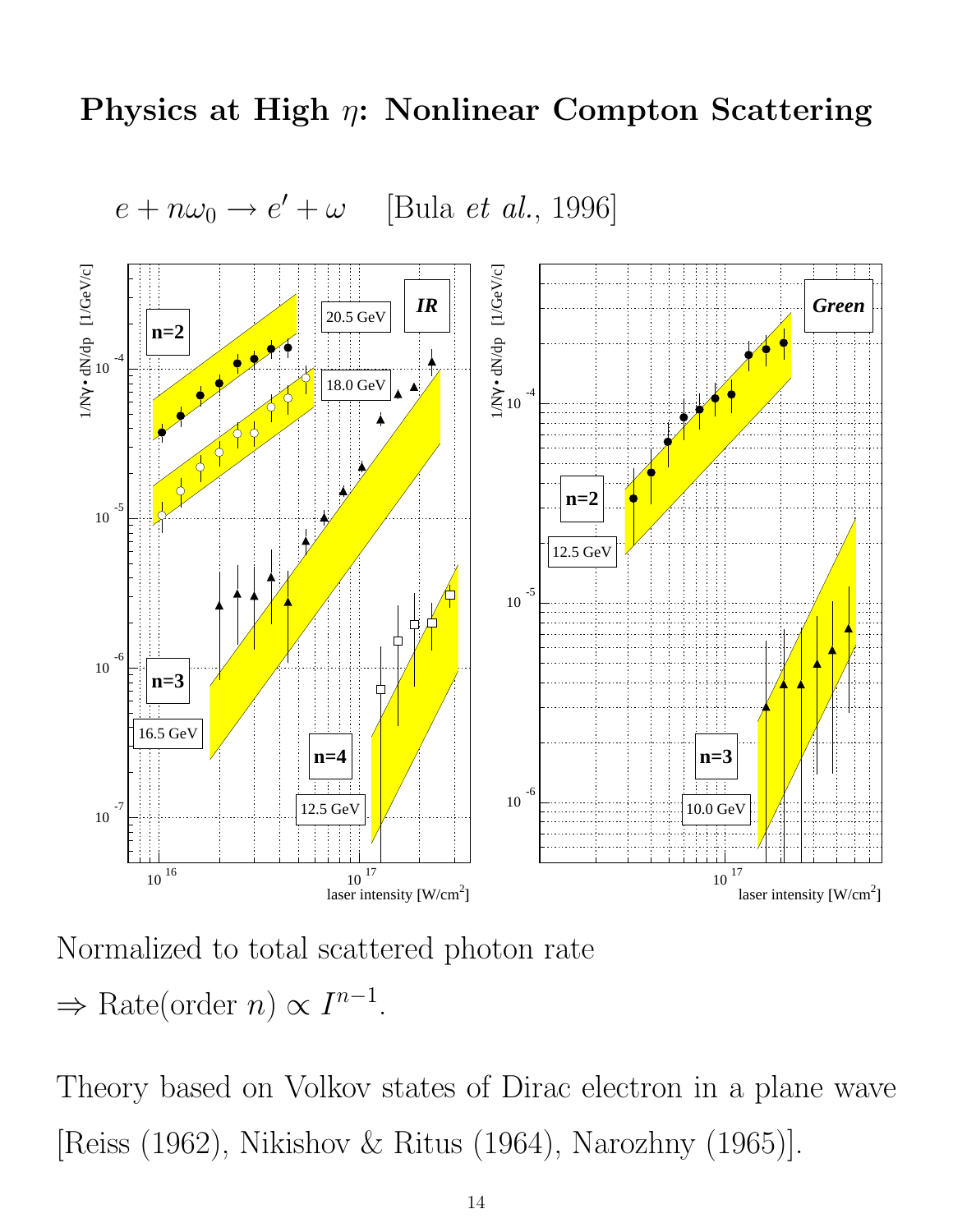# Physics at High $\eta$: Nonlinear Compton Scattering

$e + n\omega_0 \rightarrow e' + \omega$ [Bula *et al.*, 1996]

Normalized to total scattered photon rate

$\Rightarrow$ Rate(order $n$) $\propto I^{n-1}$.

Theory based on Volkov states of Dirac electron in a plane wave [Reiss (1962), Nikishov & Ritus (1964), Narozhny (1965)].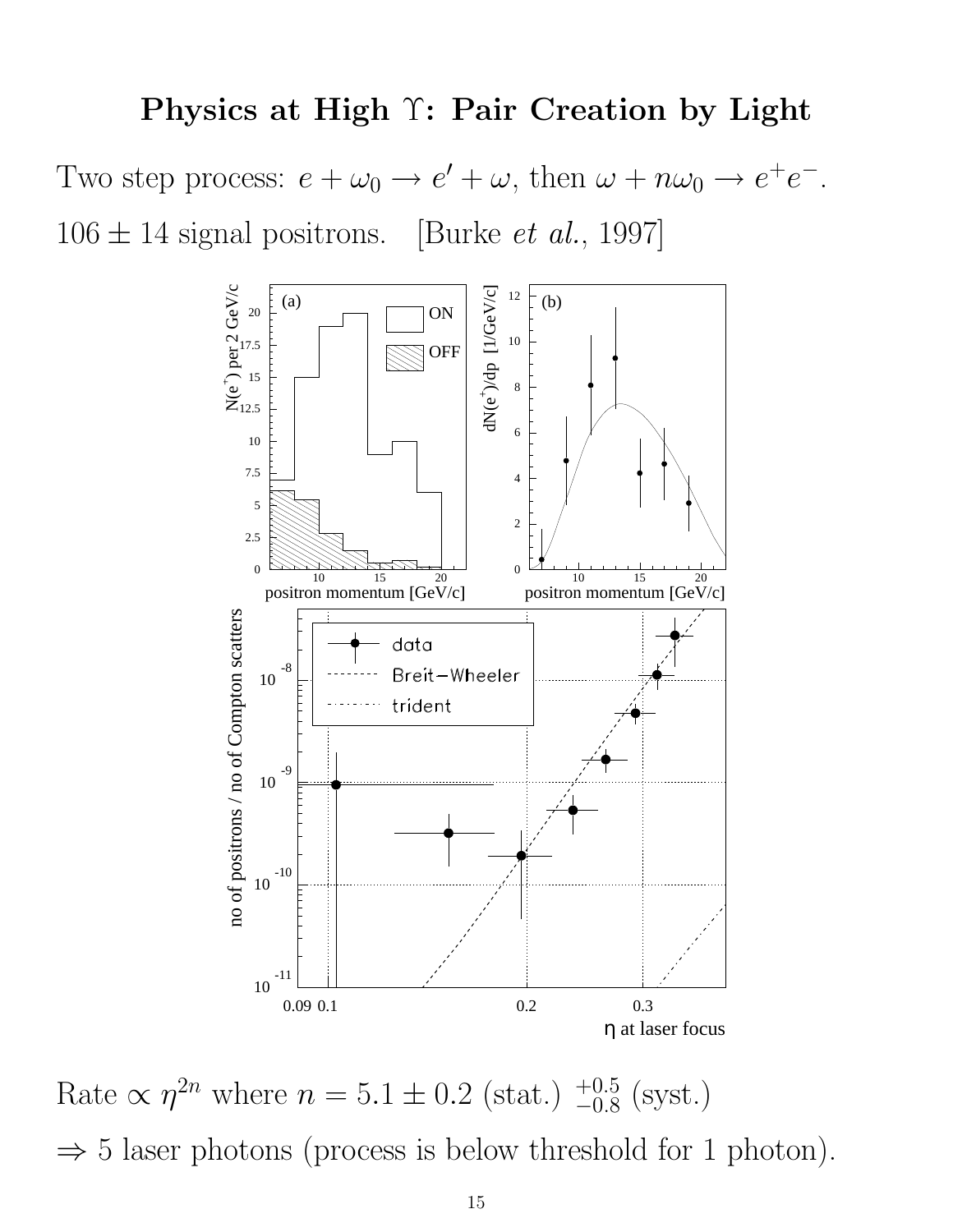# Physics at High $\Upsilon$: Pair Creation by Light

Two step process: $e + \omega_0 \rightarrow e' + \omega$, then $\omega + n\omega_0 \rightarrow e^+e^-$.

$106 \pm 14$ signal positrons. [Burke *et al.*, 1997]

Rate $\propto \eta^{2n}$ where $n = 5.1 \pm 0.2$ (stat.) $^{+0.5}_{-0.8}$ (syst.)

$\Rightarrow$ 5 laser photons (process is below threshold for 1 photon).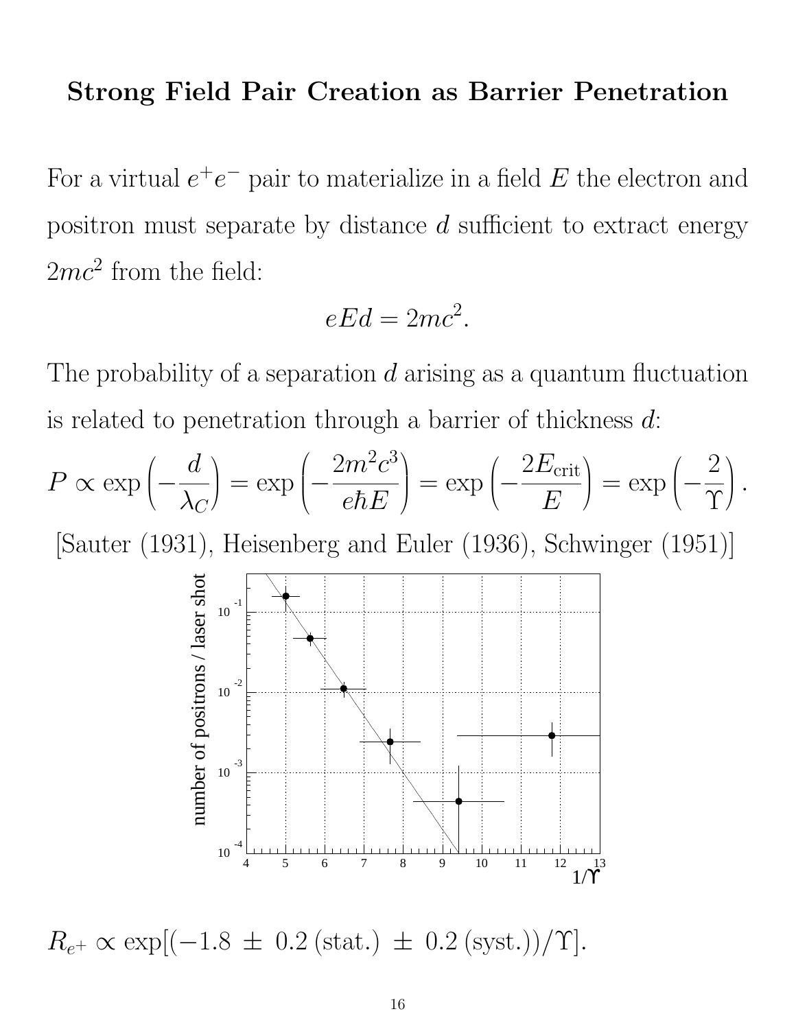# Strong Field Pair Creation as Barrier Penetration

For a virtual $e^+e^-$ pair to materialize in a field $E$ the electron and positron must separate by distance $d$ sufficient to extract energy $2mc^2$ from the field:

$$eEd = 2mc^2.$$

The probability of a separation $d$ arising as a quantum fluctuation is related to penetration through a barrier of thickness $d$:

$$P \propto \exp\left(-\frac{d}{\lambda_C}\right) = \exp\left(-\frac{2m^2c^3}{e\hbar E}\right) = \exp\left(-\frac{2E_{\text{crit}}}{E}\right) = \exp\left(-\frac{2}{\Upsilon}\right).$$

[Sauter (1931), Heisenberg and Euler (1936), Schwinger (1951)]

$$R_{e^+} \propto \exp[(-1.8\,\pm\,0.2\,(\text{stat.})\,\pm\,0.2\,(\text{syst.}))/\Upsilon].$$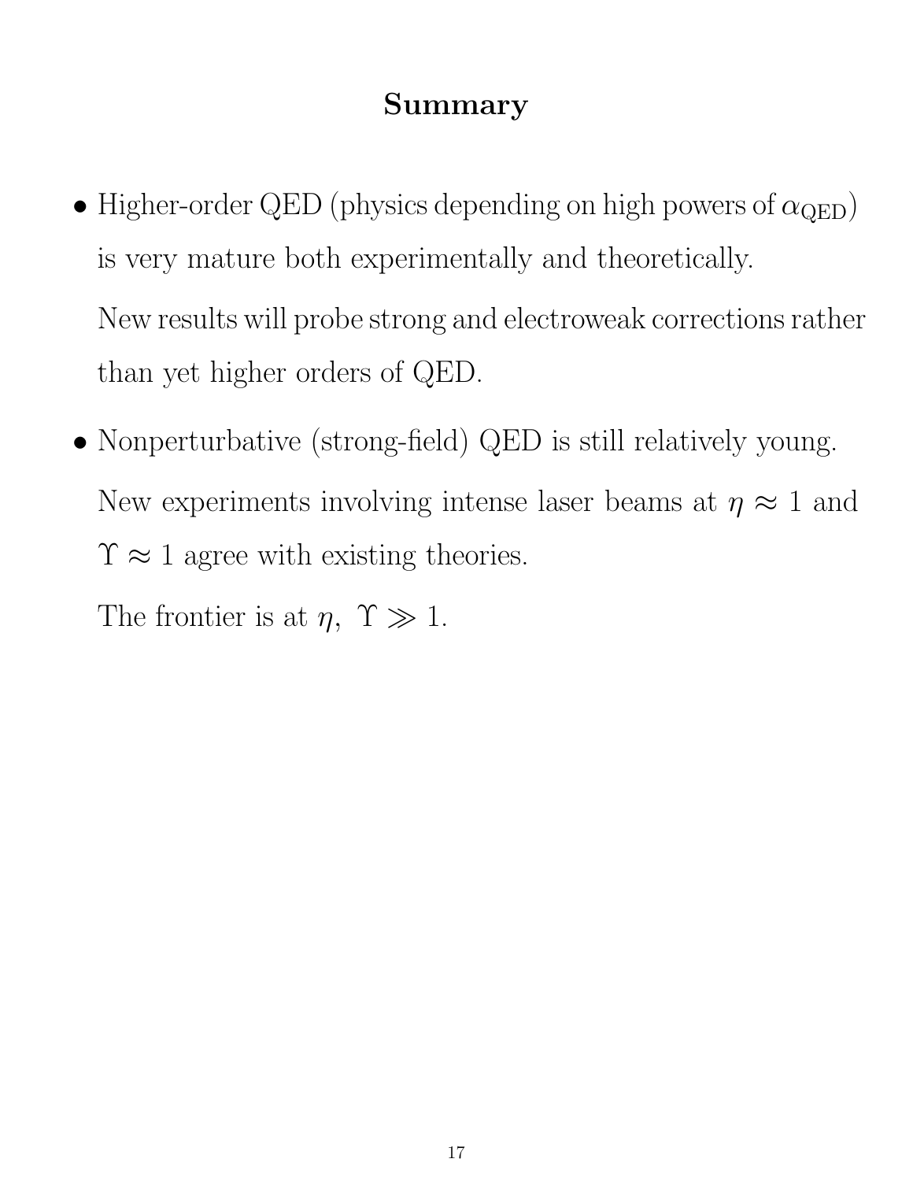## Summary

- Higher-order QED (physics depending on high powers of $\alpha_{\rm QED}$) is very mature both experimentally and theoretically.

  New results will probe strong and electroweak corrections rather than yet higher orders of QED.

- Nonperturbative (strong-field) QED is still relatively young.

  New experiments involving intense laser beams at $\eta \approx 1$ and $\Upsilon \approx 1$ agree with existing theories.

  The frontier is at $\eta,\ \Upsilon \gg 1$.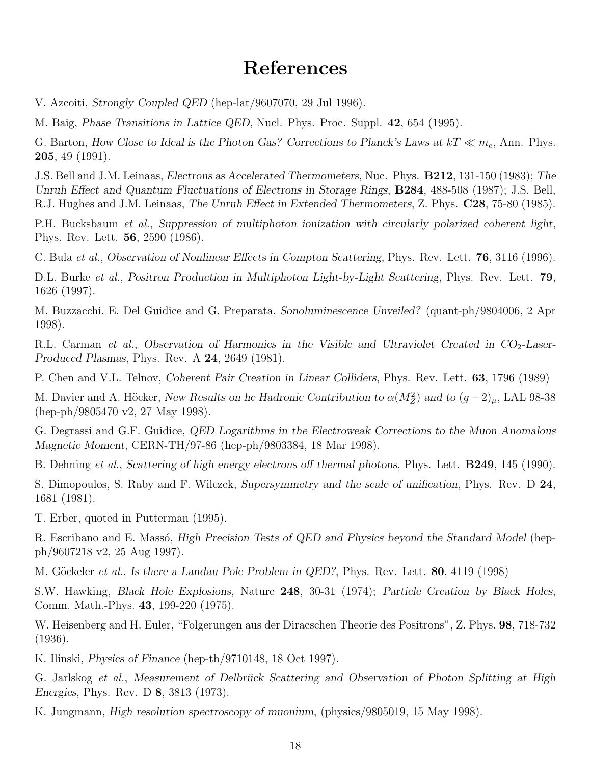# References

V. Azcoiti, *Strongly Coupled QED* (hep-lat/9607070, 29 Jul 1996).

M. Baig, *Phase Transitions in Lattice QED*, Nucl. Phys. Proc. Suppl. **42**, 654 (1995).

G. Barton, *How Close to Ideal is the Photon Gas? Corrections to Planck's Laws at $kT \ll m_e$*, Ann. Phys. **205**, 49 (1991).

J.S. Bell and J.M. Leinaas, *Electrons as Accelerated Thermometers*, Nuc. Phys. **B212**, 131-150 (1983); *The Unruh Effect and Quantum Fluctuations of Electrons in Storage Rings*, **B284**, 488-508 (1987); J.S. Bell, R.J. Hughes and J.M. Leinaas, *The Unruh Effect in Extended Thermometers*, Z. Phys. **C28**, 75-80 (1985).

P.H. Bucksbaum *et al.*, *Suppression of multiphoton ionization with circularly polarized coherent light*, Phys. Rev. Lett. **56**, 2590 (1986).

C. Bula *et al.*, *Observation of Nonlinear Effects in Compton Scattering*, Phys. Rev. Lett. **76**, 3116 (1996).

D.L. Burke *et al.*, *Positron Production in Multiphoton Light-by-Light Scattering*, Phys. Rev. Lett. **79**, 1626 (1997).

M. Buzzacchi, E. Del Guidice and G. Preparata, *Sonoluminescence Unveiled?* (quant-ph/9804006, 2 Apr 1998).

R.L. Carman *et al.*, *Observation of Harmonics in the Visible and Ultraviolet Created in $CO_2$-Laser-Produced Plasmas*, Phys. Rev. A **24**, 2649 (1981).

P. Chen and V.L. Telnov, *Coherent Pair Creation in Linear Colliders*, Phys. Rev. Lett. **63**, 1796 (1989)

M. Davier and A. Höcker, *New Results on he Hadronic Contribution to $\alpha(M_Z^2)$ and to $(g-2)_\mu$*, LAL 98-38 (hep-ph/9805470 v2, 27 May 1998).

G. Degrassi and G.F. Guidice, *QED Logarithms in the Electroweak Corrections to the Muon Anomalous Magnetic Moment*, CERN-TH/97-86 (hep-ph/9803384, 18 Mar 1998).

B. Dehning *et al.*, *Scattering of high energy electrons off thermal photons*, Phys. Lett. **B249**, 145 (1990).

S. Dimopoulos, S. Raby and F. Wilczek, *Supersymmetry and the scale of unification*, Phys. Rev. D **24**, 1681 (1981).

T. Erber, quoted in Putterman (1995).

R. Escribano and E. Massó, *High Precision Tests of QED and Physics beyond the Standard Model* (hep-ph/9607218 v2, 25 Aug 1997).

M. Göckeler *et al.*, *Is there a Landau Pole Problem in QED?*, Phys. Rev. Lett. **80**, 4119 (1998)

S.W. Hawking, *Black Hole Explosions*, Nature **248**, 30-31 (1974); *Particle Creation by Black Holes*, Comm. Math.-Phys. **43**, 199-220 (1975).

W. Heisenberg and H. Euler, "Folgerungen aus der Diracschen Theorie des Positrons", Z. Phys. **98**, 718-732 (1936).

K. Ilinski, *Physics of Finance* (hep-th/9710148, 18 Oct 1997).

G. Jarlskog *et al.*, *Measurement of Delbrück Scattering and Observation of Photon Splitting at High Energies*, Phys. Rev. D **8**, 3813 (1973).

K. Jungmann, *High resolution spectroscopy of muonium*, (physics/9805019, 15 May 1998).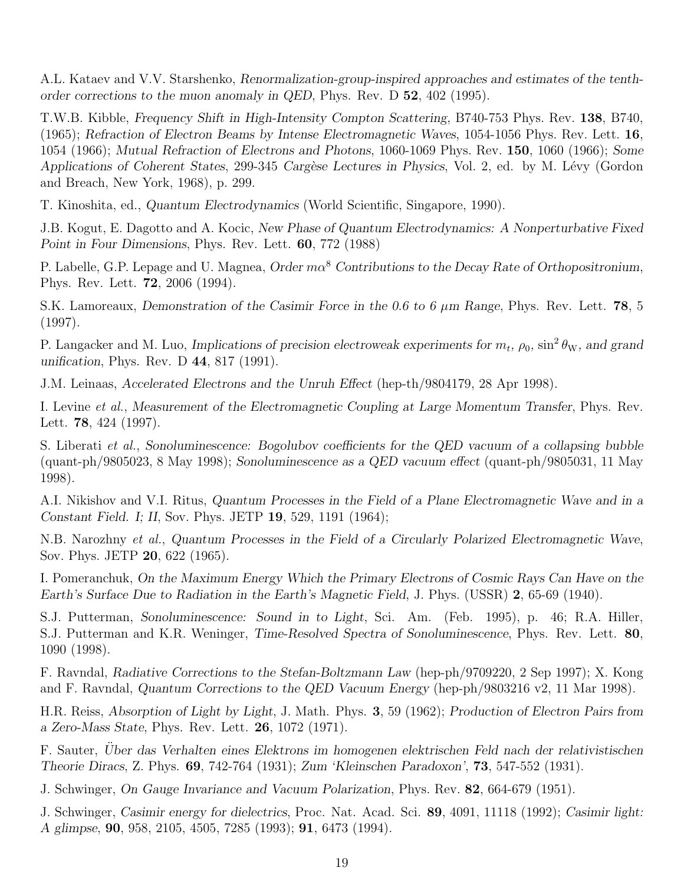A.L. Kataev and V.V. Starshenko, *Renormalization-group-inspired approaches and estimates of the tenth-order corrections to the muon anomaly in QED*, Phys. Rev. D **52**, 402 (1995).

T.W.B. Kibble, *Frequency Shift in High-Intensity Compton Scattering*, B740-753 Phys. Rev. **138**, B740, (1965); *Refraction of Electron Beams by Intense Electromagnetic Waves*, 1054-1056 Phys. Rev. Lett. **16**, 1054 (1966); *Mutual Refraction of Electrons and Photons*, 1060-1069 Phys. Rev. **150**, 1060 (1966); *Some Applications of Coherent States*, 299-345 *Cargèse Lectures in Physics*, Vol. 2, ed. by M. Lévy (Gordon and Breach, New York, 1968), p. 299.

T. Kinoshita, ed., *Quantum Electrodynamics* (World Scientific, Singapore, 1990).

J.B. Kogut, E. Dagotto and A. Kocic, *New Phase of Quantum Electrodynamics: A Nonperturbative Fixed Point in Four Dimensions*, Phys. Rev. Lett. **60**, 772 (1988)

P. Labelle, G.P. Lepage and U. Magnea, *Order $m\alpha^8$ Contributions to the Decay Rate of Orthopositronium*, Phys. Rev. Lett. **72**, 2006 (1994).

S.K. Lamoreaux, *Demonstration of the Casimir Force in the 0.6 to 6 $\mu$m Range*, Phys. Rev. Lett. **78**, 5 (1997).

P. Langacker and M. Luo, *Implications of precision electroweak experiments for $m_t$, $\rho_0$, $\sin^2\theta_{\rm W}$, and grand unification*, Phys. Rev. D **44**, 817 (1991).

J.M. Leinaas, *Accelerated Electrons and the Unruh Effect* (hep-th/9804179, 28 Apr 1998).

I. Levine *et al.*, *Measurement of the Electromagnetic Coupling at Large Momentum Transfer*, Phys. Rev. Lett. **78**, 424 (1997).

S. Liberati *et al.*, *Sonoluminescence: Bogolubov coefficients for the QED vacuum of a collapsing bubble* (quant-ph/9805023, 8 May 1998); *Sonoluminescence as a QED vacuum effect* (quant-ph/9805031, 11 May 1998).

A.I. Nikishov and V.I. Ritus, *Quantum Processes in the Field of a Plane Electromagnetic Wave and in a Constant Field. I; II*, Sov. Phys. JETP **19**, 529, 1191 (1964);

N.B. Narozhny *et al.*, *Quantum Processes in the Field of a Circularly Polarized Electromagnetic Wave*, Sov. Phys. JETP **20**, 622 (1965).

I. Pomeranchuk, *On the Maximum Energy Which the Primary Electrons of Cosmic Rays Can Have on the Earth's Surface Due to Radiation in the Earth's Magnetic Field*, J. Phys. (USSR) **2**, 65-69 (1940).

S.J. Putterman, *Sonoluminescence: Sound in to Light*, Sci. Am. (Feb. 1995), p. 46; R.A. Hiller, S.J. Putterman and K.R. Weninger, *Time-Resolved Spectra of Sonoluminescence*, Phys. Rev. Lett. **80**, 1090 (1998).

F. Ravndal, *Radiative Corrections to the Stefan-Boltzmann Law* (hep-ph/9709220, 2 Sep 1997); X. Kong and F. Ravndal, *Quantum Corrections to the QED Vacuum Energy* (hep-ph/9803216 v2, 11 Mar 1998).

H.R. Reiss, *Absorption of Light by Light*, J. Math. Phys. **3**, 59 (1962); *Production of Electron Pairs from a Zero-Mass State*, Phys. Rev. Lett. **26**, 1072 (1971).

F. Sauter, *Über das Verhalten eines Elektrons im homogenen elektrischen Feld nach der relativistischen Theorie Diracs*, Z. Phys. **69**, 742-764 (1931); *Zum 'Kleinschen Paradoxon'*, **73**, 547-552 (1931).

J. Schwinger, *On Gauge Invariance and Vacuum Polarization*, Phys. Rev. **82**, 664-679 (1951).

J. Schwinger, *Casimir energy for dielectrics*, Proc. Nat. Acad. Sci. **89**, 4091, 11118 (1992); *Casimir light: A glimpse*, **90**, 958, 2105, 4505, 7285 (1993); **91**, 6473 (1994).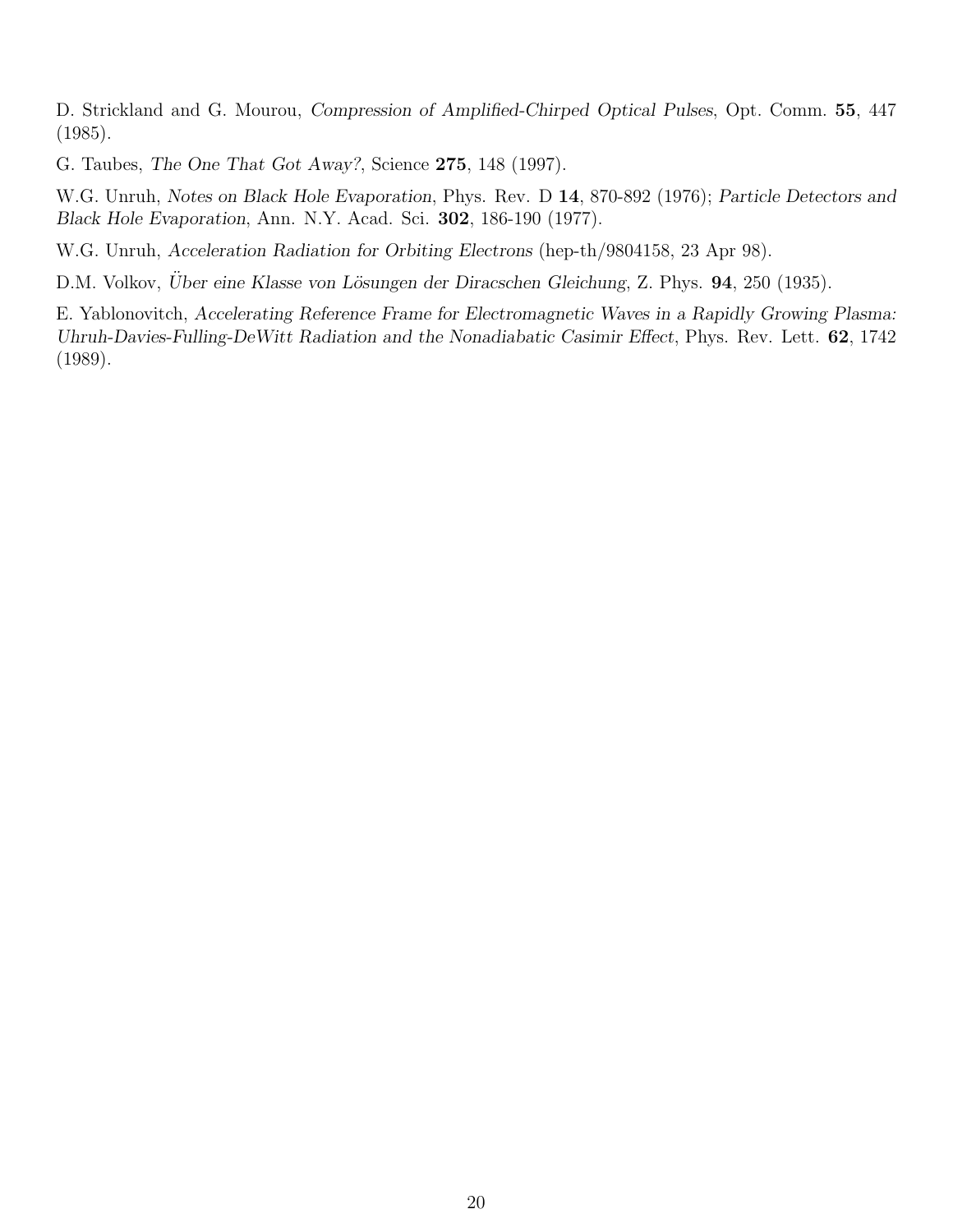D. Strickland and G. Mourou, *Compression of Amplified-Chirped Optical Pulses*, Opt. Comm. **55**, 447 (1985).

G. Taubes, *The One That Got Away?*, Science **275**, 148 (1997).

W.G. Unruh, *Notes on Black Hole Evaporation*, Phys. Rev. D **14**, 870-892 (1976); *Particle Detectors and Black Hole Evaporation*, Ann. N.Y. Acad. Sci. **302**, 186-190 (1977).

W.G. Unruh, *Acceleration Radiation for Orbiting Electrons* (hep-th/9804158, 23 Apr 98).

D.M. Volkov, *Über eine Klasse von Lösungen der Diracschen Gleichung*, Z. Phys. **94**, 250 (1935).

E. Yablonovitch, *Accelerating Reference Frame for Electromagnetic Waves in a Rapidly Growing Plasma: Uhruh-Davies-Fulling-DeWitt Radiation and the Nonadiabatic Casimir Effect*, Phys. Rev. Lett. **62**, 1742 (1989).